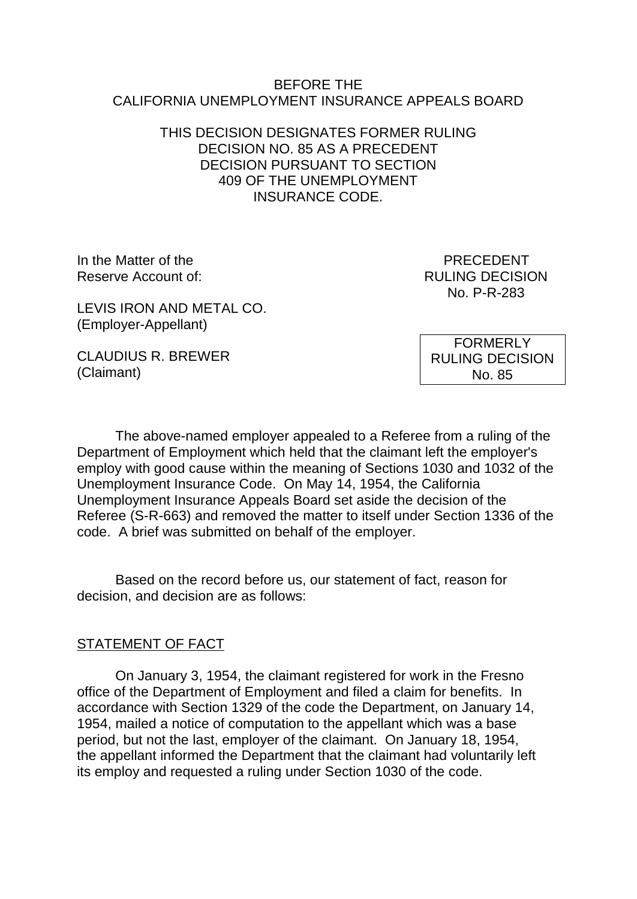BEFORE THE
CALIFORNIA UNEMPLOYMENT INSURANCE APPEALS BOARD

THIS DECISION DESIGNATES FORMER RULING DECISION NO. 85 AS A PRECEDENT DECISION PURSUANT TO SECTION 409 OF THE UNEMPLOYMENT INSURANCE CODE.

In the Matter of the Reserve Account of:

LEVIS IRON AND METAL CO.
(Employer-Appellant)

CLAUDIUS R. BREWER
(Claimant)

PRECEDENT
RULING DECISION
No. P-R-283

FORMERLY
RULING DECISION
No. 85

The above-named employer appealed to a Referee from a ruling of the Department of Employment which held that the claimant left the employer's employ with good cause within the meaning of Sections 1030 and 1032 of the Unemployment Insurance Code. On May 14, 1954, the California Unemployment Insurance Appeals Board set aside the decision of the Referee (S-R-663) and removed the matter to itself under Section 1336 of the code. A brief was submitted on behalf of the employer.

Based on the record before us, our statement of fact, reason for decision, and decision are as follows:

## STATEMENT OF FACT

On January 3, 1954, the claimant registered for work in the Fresno office of the Department of Employment and filed a claim for benefits. In accordance with Section 1329 of the code the Department, on January 14, 1954, mailed a notice of computation to the appellant which was a base period, but not the last, employer of the claimant. On January 18, 1954, the appellant informed the Department that the claimant had voluntarily left its employ and requested a ruling under Section 1030 of the code.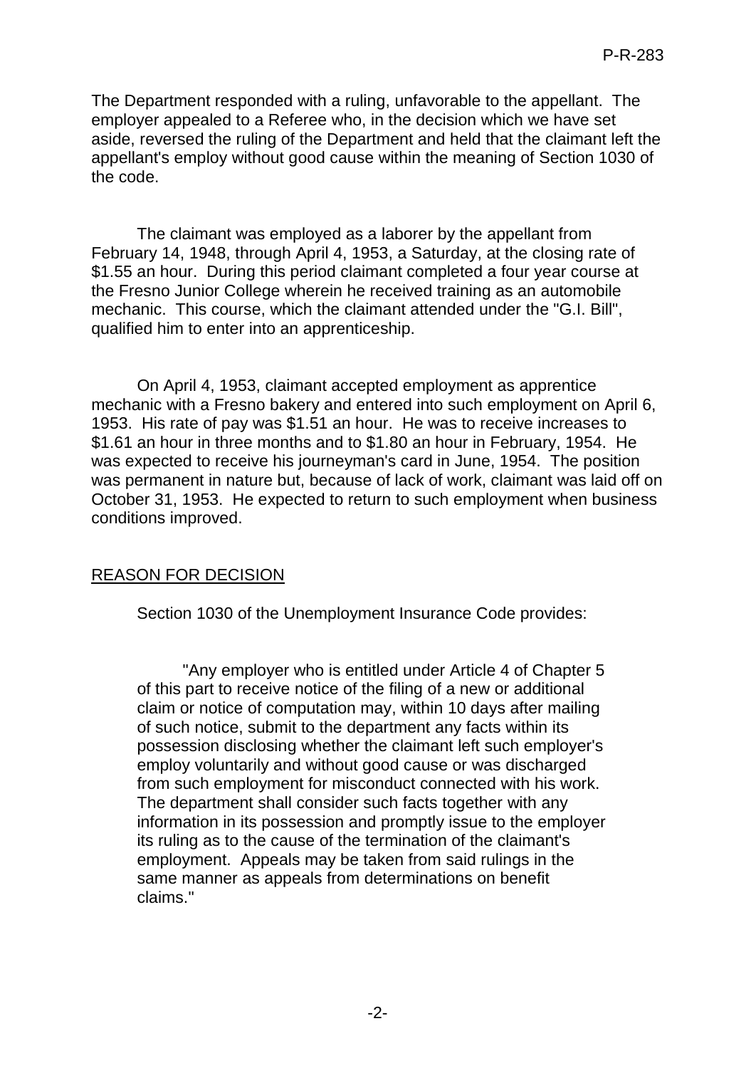The Department responded with a ruling, unfavorable to the appellant. The employer appealed to a Referee who, in the decision which we have set aside, reversed the ruling of the Department and held that the claimant left the appellant's employ without good cause within the meaning of Section 1030 of the code.

The claimant was employed as a laborer by the appellant from February 14, 1948, through April 4, 1953, a Saturday, at the closing rate of $1.55 an hour. During this period claimant completed a four year course at the Fresno Junior College wherein he received training as an automobile mechanic. This course, which the claimant attended under the "G.I. Bill", qualified him to enter into an apprenticeship.

On April 4, 1953, claimant accepted employment as apprentice mechanic with a Fresno bakery and entered into such employment on April 6, 1953. His rate of pay was $1.51 an hour. He was to receive increases to $1.61 an hour in three months and to $1.80 an hour in February, 1954. He was expected to receive his journeyman's card in June, 1954. The position was permanent in nature but, because of lack of work, claimant was laid off on October 31, 1953. He expected to return to such employment when business conditions improved.

## REASON FOR DECISION

Section 1030 of the Unemployment Insurance Code provides:

> "Any employer who is entitled under Article 4 of Chapter 5 of this part to receive notice of the filing of a new or additional claim or notice of computation may, within 10 days after mailing of such notice, submit to the department any facts within its possession disclosing whether the claimant left such employer's employ voluntarily and without good cause or was discharged from such employment for misconduct connected with his work. The department shall consider such facts together with any information in its possession and promptly issue to the employer its ruling as to the cause of the termination of the claimant's employment. Appeals may be taken from said rulings in the same manner as appeals from determinations on benefit claims."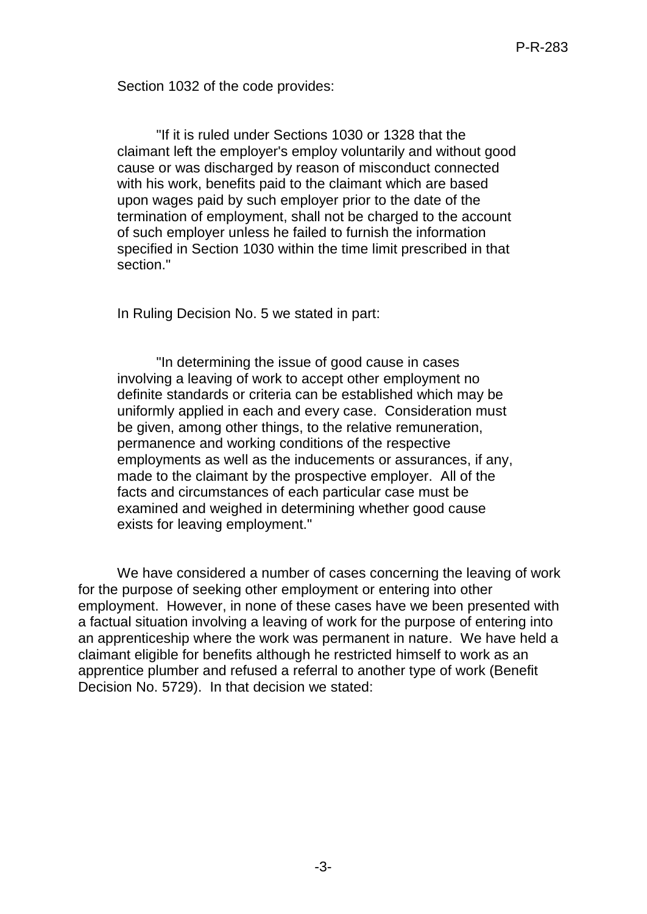Section 1032 of the code provides:

> "If it is ruled under Sections 1030 or 1328 that the claimant left the employer's employ voluntarily and without good cause or was discharged by reason of misconduct connected with his work, benefits paid to the claimant which are based upon wages paid by such employer prior to the date of the termination of employment, shall not be charged to the account of such employer unless he failed to furnish the information specified in Section 1030 within the time limit prescribed in that section."

In Ruling Decision No. 5 we stated in part:

> "In determining the issue of good cause in cases involving a leaving of work to accept other employment no definite standards or criteria can be established which may be uniformly applied in each and every case. Consideration must be given, among other things, to the relative remuneration, permanence and working conditions of the respective employments as well as the inducements or assurances, if any, made to the claimant by the prospective employer. All of the facts and circumstances of each particular case must be examined and weighed in determining whether good cause exists for leaving employment."

We have considered a number of cases concerning the leaving of work for the purpose of seeking other employment or entering into other employment. However, in none of these cases have we been presented with a factual situation involving a leaving of work for the purpose of entering into an apprenticeship where the work was permanent in nature. We have held a claimant eligible for benefits although he restricted himself to work as an apprentice plumber and refused a referral to another type of work (Benefit Decision No. 5729). In that decision we stated: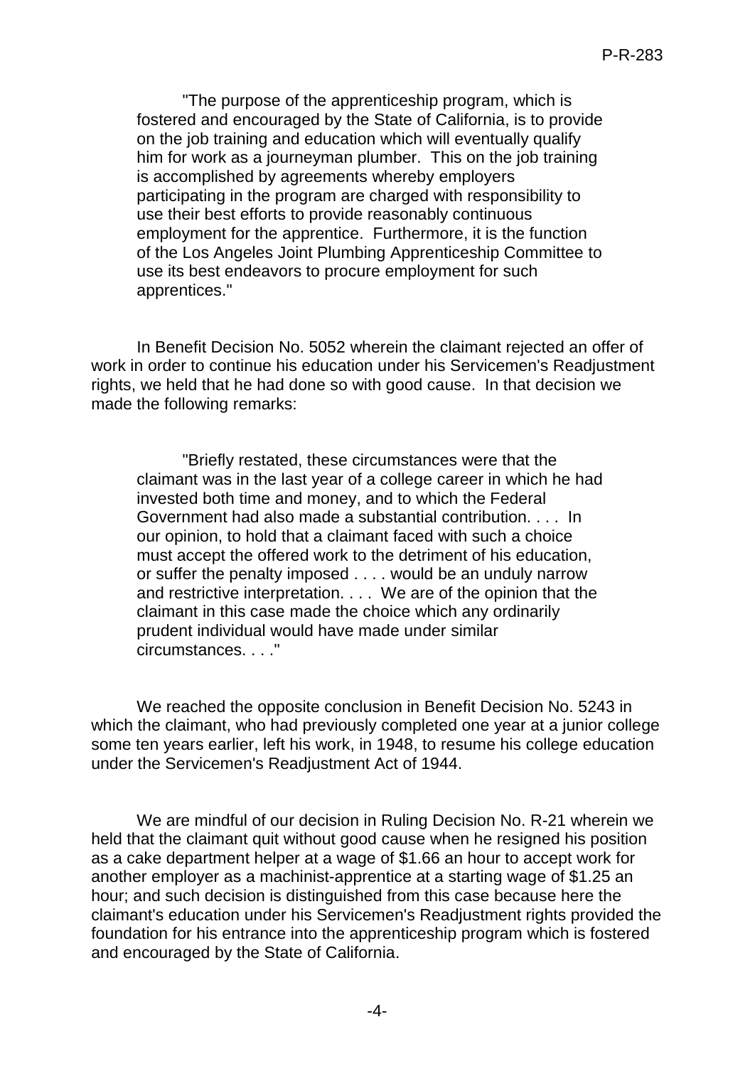> "The purpose of the apprenticeship program, which is fostered and encouraged by the State of California, is to provide on the job training and education which will eventually qualify him for work as a journeyman plumber. This on the job training is accomplished by agreements whereby employers participating in the program are charged with responsibility to use their best efforts to provide reasonably continuous employment for the apprentice. Furthermore, it is the function of the Los Angeles Joint Plumbing Apprenticeship Committee to use its best endeavors to procure employment for such apprentices."

In Benefit Decision No. 5052 wherein the claimant rejected an offer of work in order to continue his education under his Servicemen's Readjustment rights, we held that he had done so with good cause. In that decision we made the following remarks:

> "Briefly restated, these circumstances were that the claimant was in the last year of a college career in which he had invested both time and money, and to which the Federal Government had also made a substantial contribution. . . . In our opinion, to hold that a claimant faced with such a choice must accept the offered work to the detriment of his education, or suffer the penalty imposed . . . . would be an unduly narrow and restrictive interpretation. . . . We are of the opinion that the claimant in this case made the choice which any ordinarily prudent individual would have made under similar circumstances. . . ."

We reached the opposite conclusion in Benefit Decision No. 5243 in which the claimant, who had previously completed one year at a junior college some ten years earlier, left his work, in 1948, to resume his college education under the Servicemen's Readjustment Act of 1944.

We are mindful of our decision in Ruling Decision No. R-21 wherein we held that the claimant quit without good cause when he resigned his position as a cake department helper at a wage of $1.66 an hour to accept work for another employer as a machinist-apprentice at a starting wage of $1.25 an hour; and such decision is distinguished from this case because here the claimant's education under his Servicemen's Readjustment rights provided the foundation for his entrance into the apprenticeship program which is fostered and encouraged by the State of California.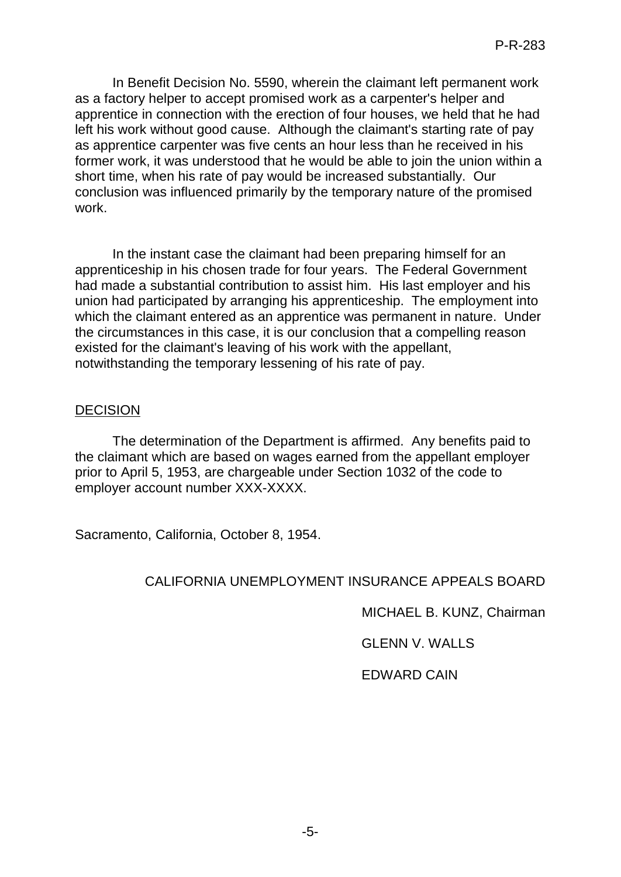In Benefit Decision No. 5590, wherein the claimant left permanent work as a factory helper to accept promised work as a carpenter's helper and apprentice in connection with the erection of four houses, we held that he had left his work without good cause. Although the claimant's starting rate of pay as apprentice carpenter was five cents an hour less than he received in his former work, it was understood that he would be able to join the union within a short time, when his rate of pay would be increased substantially. Our conclusion was influenced primarily by the temporary nature of the promised work.

In the instant case the claimant had been preparing himself for an apprenticeship in his chosen trade for four years. The Federal Government had made a substantial contribution to assist him. His last employer and his union had participated by arranging his apprenticeship. The employment into which the claimant entered as an apprentice was permanent in nature. Under the circumstances in this case, it is our conclusion that a compelling reason existed for the claimant's leaving of his work with the appellant, notwithstanding the temporary lessening of his rate of pay.

## DECISION

The determination of the Department is affirmed. Any benefits paid to the claimant which are based on wages earned from the appellant employer prior to April 5, 1953, are chargeable under Section 1032 of the code to employer account number XXX-XXXX.

Sacramento, California, October 8, 1954.

CALIFORNIA UNEMPLOYMENT INSURANCE APPEALS BOARD

MICHAEL B. KUNZ, Chairman

GLENN V. WALLS

EDWARD CAIN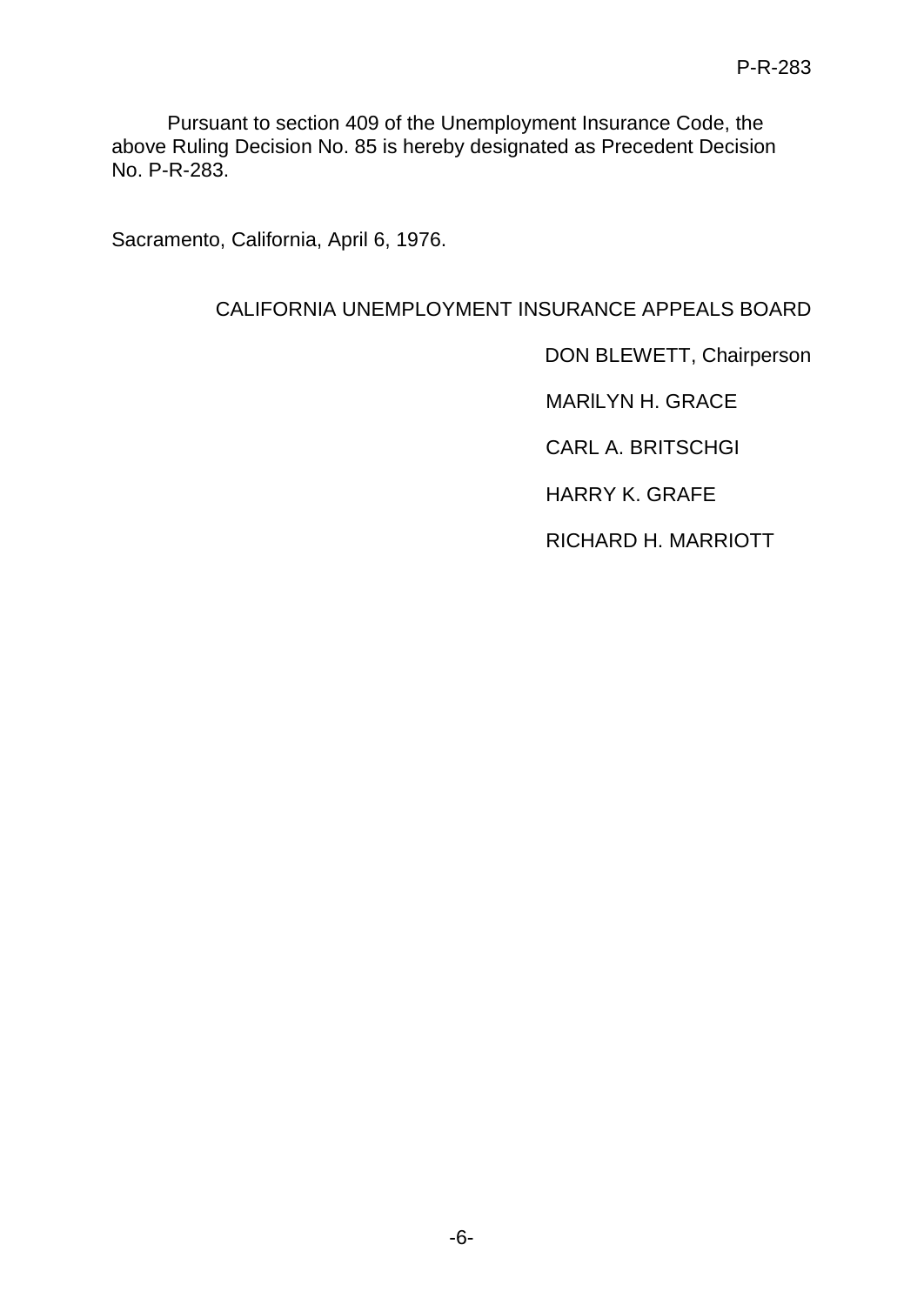Pursuant to section 409 of the Unemployment Insurance Code, the above Ruling Decision No. 85 is hereby designated as Precedent Decision No. P-R-283.

Sacramento, California, April 6, 1976.

CALIFORNIA UNEMPLOYMENT INSURANCE APPEALS BOARD

DON BLEWETT, Chairperson

MARILYN H. GRACE

CARL A. BRITSCHGI

HARRY K. GRAFE

RICHARD H. MARRIOTT